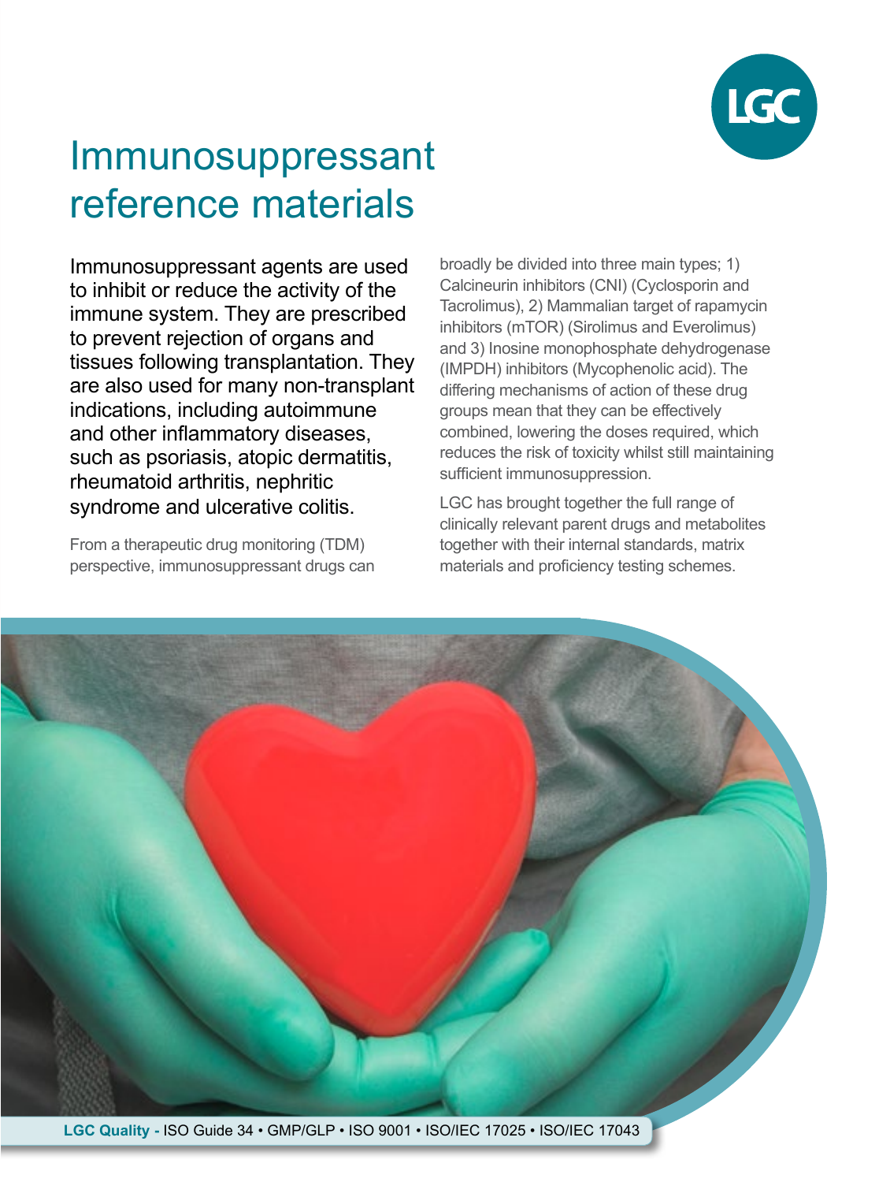# Immunosuppressant reference materials

Immunosuppressant agents are used to inhibit or reduce the activity of the immune system. They are prescribed to prevent rejection of organs and tissues following transplantation. They are also used for many non-transplant indications, including autoimmune and other inflammatory diseases, such as psoriasis, atopic dermatitis, rheumatoid arthritis, nephritic syndrome and ulcerative colitis.

From a therapeutic drug monitoring (TDM) perspective, immunosuppressant drugs can broadly be divided into three main types; 1) Calcineurin inhibitors (CNI) (Cyclosporin and Tacrolimus), 2) Mammalian target of rapamycin inhibitors (mTOR) (Sirolimus and Everolimus) and 3) Inosine monophosphate dehydrogenase (IMPDH) inhibitors (Mycophenolic acid). The differing mechanisms of action of these drug groups mean that they can be effectively combined, lowering the doses required, which reduces the risk of toxicity whilst still maintaining sufficient immunosuppression.

LGC has brought together the full range of clinically relevant parent drugs and metabolites together with their internal standards, matrix materials and proficiency testing schemes.

**LGC Quality -** ISO Guide 34 • GMP/GLP • ISO 9001 • ISO/IEC 17025 • ISO/IEC 17043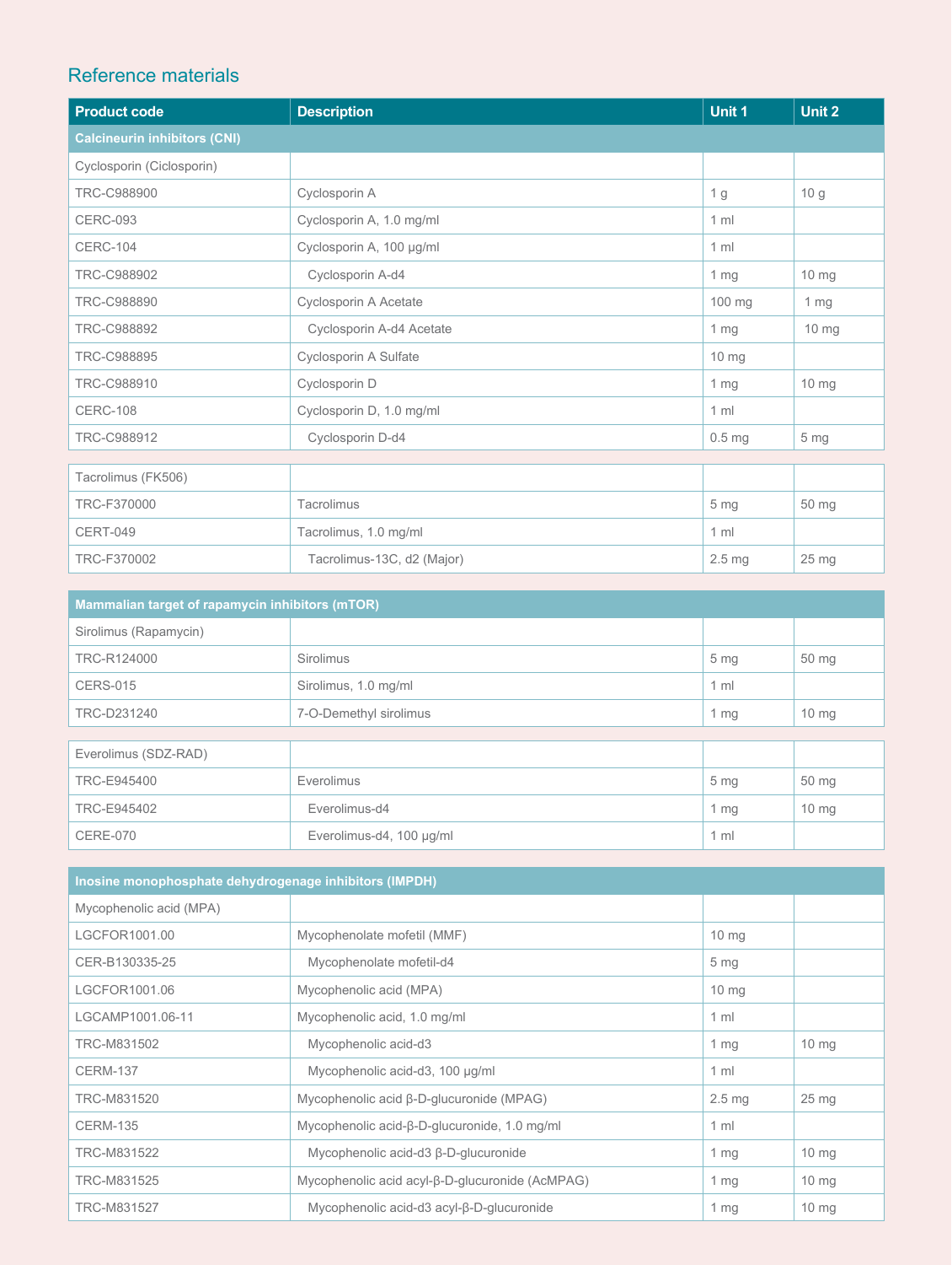## Reference materials

| Product code | Description | Unit 1 | Unit 2 |
|---|---|---|---|
| **Calcineurin inhibitors (CNI)** | | | |
| Cyclosporin (Ciclosporin) | | | |
| TRC-C988900 | Cyclosporin A | 1 g | 10 g |
| CERC-093 | Cyclosporin A, 1.0 mg/ml | 1 ml | |
| CERC-104 | Cyclosporin A, 100 µg/ml | 1 ml | |
| TRC-C988902 | Cyclosporin A-d4 | 1 mg | 10 mg |
| TRC-C988890 | Cyclosporin A Acetate | 100 mg | 1 mg |
| TRC-C988892 | Cyclosporin A-d4 Acetate | 1 mg | 10 mg |
| TRC-C988895 | Cyclosporin A Sulfate | 10 mg | |
| TRC-C988910 | Cyclosporin D | 1 mg | 10 mg |
| CERC-108 | Cyclosporin D, 1.0 mg/ml | 1 ml | |
| TRC-C988912 | Cyclosporin D-d4 | 0.5 mg | 5 mg |
| Tacrolimus (FK506) | | | |
| TRC-F370000 | Tacrolimus | 5 mg | 50 mg |
| CERT-049 | Tacrolimus, 1.0 mg/ml | 1 ml | |
| TRC-F370002 | Tacrolimus-13C, d2 (Major) | 2.5 mg | 25 mg |
| **Mammalian target of rapamycin inhibitors (mTOR)** | | | |
| Sirolimus (Rapamycin) | | | |
| TRC-R124000 | Sirolimus | 5 mg | 50 mg |
| CERS-015 | Sirolimus, 1.0 mg/ml | 1 ml | |
| TRC-D231240 | 7-O-Demethyl sirolimus | 1 mg | 10 mg |
| Everolimus (SDZ-RAD) | | | |
| TRC-E945400 | Everolimus | 5 mg | 50 mg |
| TRC-E945402 | Everolimus-d4 | 1 mg | 10 mg |
| CERE-070 | Everolimus-d4, 100 µg/ml | 1 ml | |
| **Inosine monophosphate dehydrogenage inhibitors (IMPDH)** | | | |
| Mycophenolic acid (MPA) | | | |
| LGCFOR1001.00 | Mycophenolate mofetil (MMF) | 10 mg | |
| CER-B130335-25 | Mycophenolate mofetil-d4 | 5 mg | |
| LGCFOR1001.06 | Mycophenolic acid (MPA) | 10 mg | |
| LGCAMP1001.06-11 | Mycophenolic acid, 1.0 mg/ml | 1 ml | |
| TRC-M831502 | Mycophenolic acid-d3 | 1 mg | 10 mg |
| CERM-137 | Mycophenolic acid-d3, 100 µg/ml | 1 ml | |
| TRC-M831520 | Mycophenolic acid β-D-glucuronide (MPAG) | 2.5 mg | 25 mg |
| CERM-135 | Mycophenolic acid-β-D-glucuronide, 1.0 mg/ml | 1 ml | |
| TRC-M831522 | Mycophenolic acid-d3 β-D-glucuronide | 1 mg | 10 mg |
| TRC-M831525 | Mycophenolic acid acyl-β-D-glucuronide (AcMPAG) | 1 mg | 10 mg |
| TRC-M831527 | Mycophenolic acid-d3 acyl-β-D-glucuronide | 1 mg | 10 mg |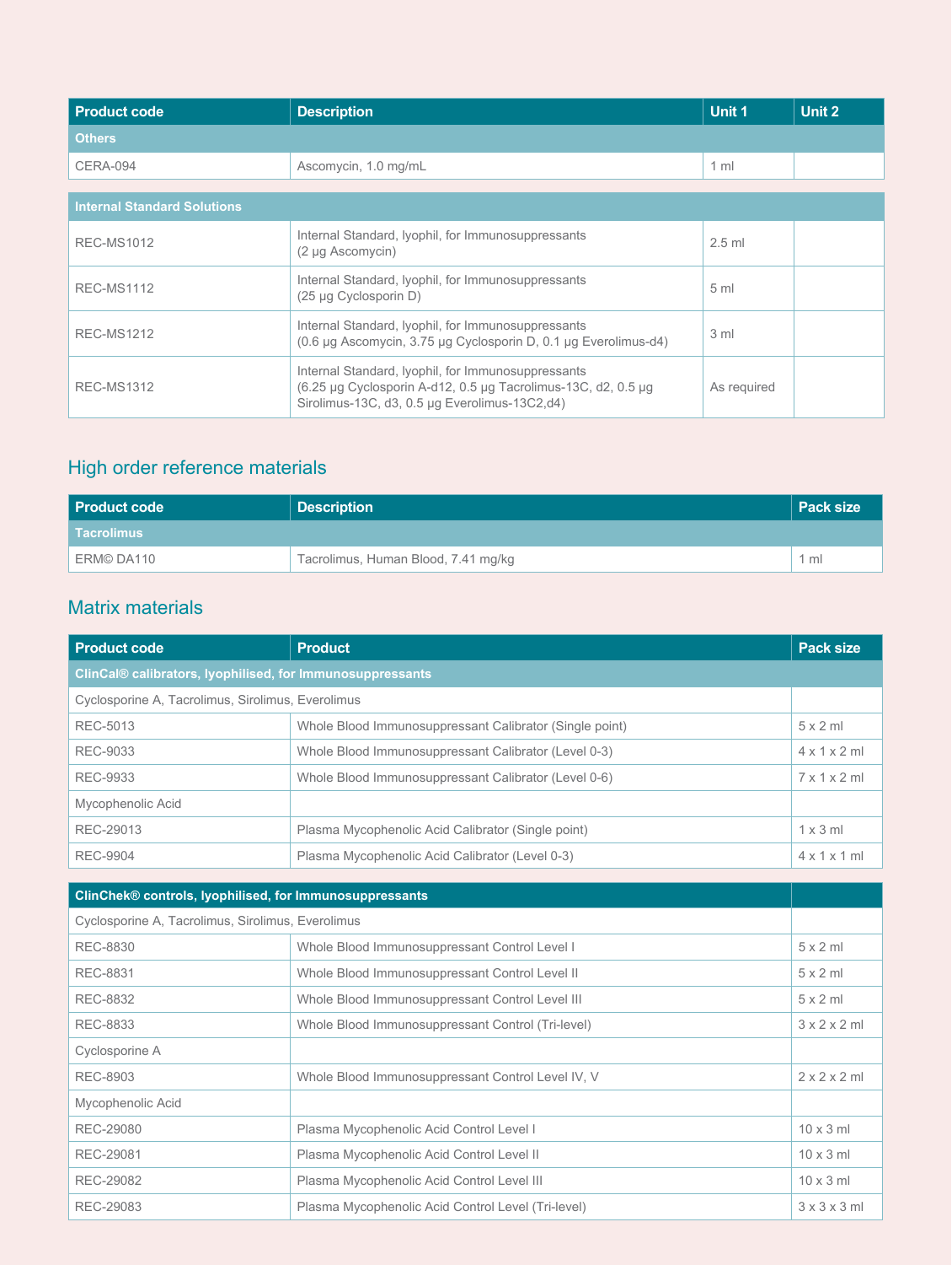| Product code | Description | Unit 1 | Unit 2 |
|---|---|---|---|
| **Others** | | | |
| CERA-094 | Ascomycin, 1.0 mg/mL | 1 ml | |

| Product code | Description | Unit 1 | Unit 2 |
|---|---|---|---|
| **Internal Standard Solutions** | | | |
| REC-MS1012 | Internal Standard, lyophil, for Immunosuppressants (2 µg Ascomycin) | 2.5 ml | |
| REC-MS1112 | Internal Standard, lyophil, for Immunosuppressants (25 µg Cyclosporin D) | 5 ml | |
| REC-MS1212 | Internal Standard, lyophil, for Immunosuppressants (0.6 µg Ascomycin, 3.75 µg Cyclosporin D, 0.1 µg Everolimus-d4) | 3 ml | |
| REC-MS1312 | Internal Standard, lyophil, for Immunosuppressants (6.25 µg Cyclosporin A-d12, 0.5 µg Tacrolimus-13C, d2, 0.5 µg Sirolimus-13C, d3, 0.5 µg Everolimus-13C2,d4) | As required | |

## High order reference materials

| Product code | Description | Pack size |
|---|---|---|
| **Tacrolimus** | | |
| ERM© DA110 | Tacrolimus, Human Blood, 7.41 mg/kg | 1 ml |

## Matrix materials

| Product code | Product | Pack size |
|---|---|---|
| **ClinCal® calibrators, lyophilised, for Immunosuppressants** | | |
| Cyclosporine A, Tacrolimus, Sirolimus, Everolimus | | |
| REC-5013 | Whole Blood Immunosuppressant Calibrator (Single point) | 5 x 2 ml |
| REC-9033 | Whole Blood Immunosuppressant Calibrator (Level 0-3) | 4 x 1 x 2 ml |
| REC-9933 | Whole Blood Immunosuppressant Calibrator (Level 0-6) | 7 x 1 x 2 ml |
| Mycophenolic Acid | | |
| REC-29013 | Plasma Mycophenolic Acid Calibrator (Single point) | 1 x 3 ml |
| REC-9904 | Plasma Mycophenolic Acid Calibrator (Level 0-3) | 4 x 1 x 1 ml |

| **ClinChek® controls, lyophilised, for Immunosuppressants** | | |
|---|---|---|
| Cyclosporine A, Tacrolimus, Sirolimus, Everolimus | | |
| REC-8830 | Whole Blood Immunosuppressant Control Level I | 5 x 2 ml |
| REC-8831 | Whole Blood Immunosuppressant Control Level II | 5 x 2 ml |
| REC-8832 | Whole Blood Immunosuppressant Control Level III | 5 x 2 ml |
| REC-8833 | Whole Blood Immunosuppressant Control (Tri-level) | 3 x 2 x 2 ml |
| Cyclosporine A | | |
| REC-8903 | Whole Blood Immunosuppressant Control Level IV, V | 2 x 2 x 2 ml |
| Mycophenolic Acid | | |
| REC-29080 | Plasma Mycophenolic Acid Control Level I | 10 x 3 ml |
| REC-29081 | Plasma Mycophenolic Acid Control Level II | 10 x 3 ml |
| REC-29082 | Plasma Mycophenolic Acid Control Level III | 10 x 3 ml |
| REC-29083 | Plasma Mycophenolic Acid Control Level (Tri-level) | 3 x 3 x 3 ml |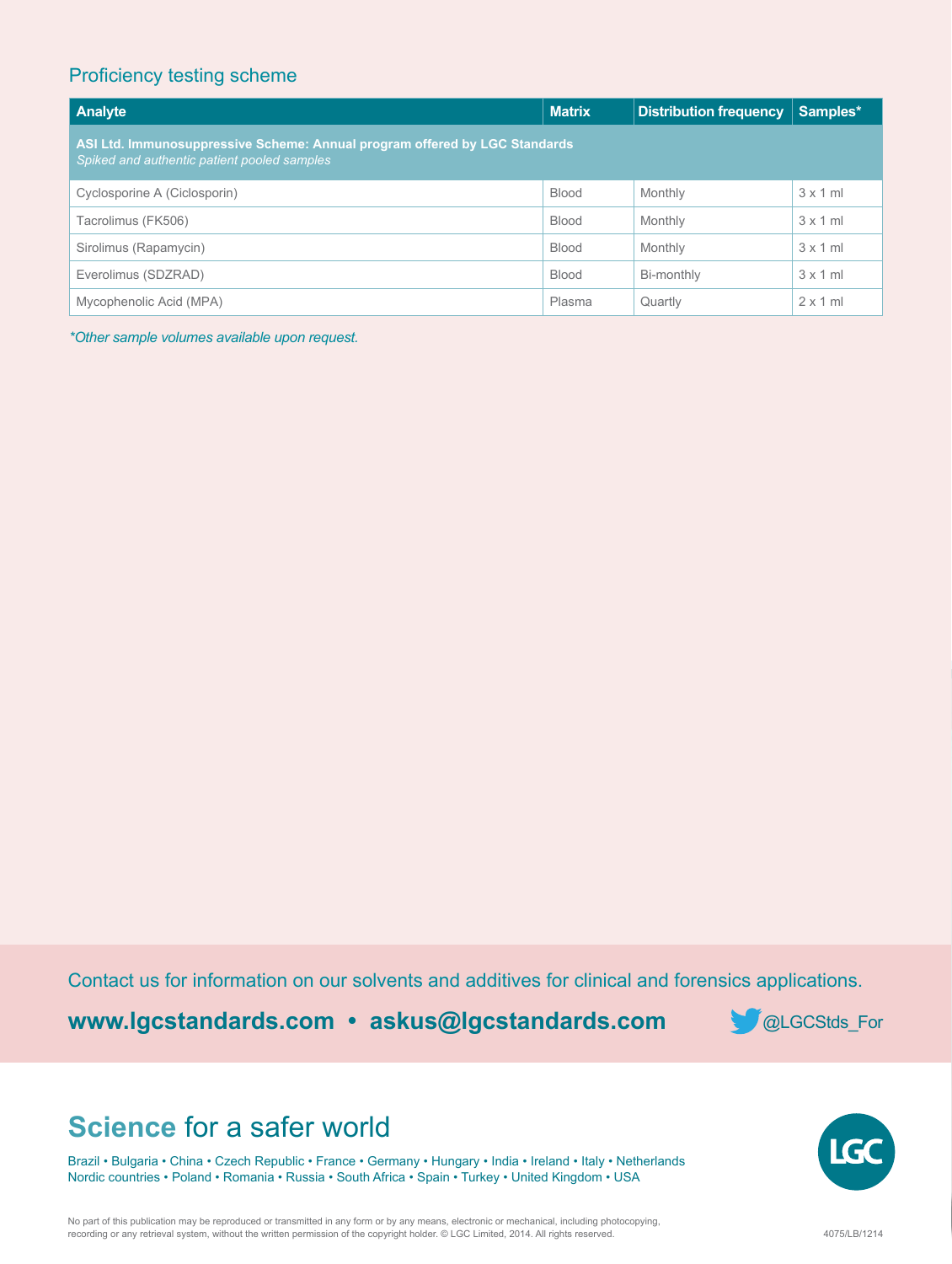## Proficiency testing scheme

| Analyte | Matrix | Distribution frequency | Samples* |
|---|---|---|---|
| **ASI Ltd. Immunosuppressive Scheme: Annual program offered by LGC Standards** *Spiked and authentic patient pooled samples* | | | |
| Cyclosporine A (Ciclosporin) | Blood | Monthly | 3 x 1 ml |
| Tacrolimus (FK506) | Blood | Monthly | 3 x 1 ml |
| Sirolimus (Rapamycin) | Blood | Monthly | 3 x 1 ml |
| Everolimus (SDZRAD) | Blood | Bi-monthly | 3 x 1 ml |
| Mycophenolic Acid (MPA) | Plasma | Quartly | 2 x 1 ml |

*\*Other sample volumes available upon request.*

Contact us for information on our solvents and additives for clinical and forensics applications.

**www.lgcstandards.com • askus@lgcstandards.com** @LGCStds_For

**Science** for a safer world

Brazil • Bulgaria • China • Czech Republic • France • Germany • Hungary • India • Ireland • Italy • Netherlands
Nordic countries • Poland • Romania • Russia • South Africa • Spain • Turkey • United Kingdom • USA

LGC

No part of this publication may be reproduced or transmitted in any form or by any means, electronic or mechanical, including photocopying, recording or any retrieval system, without the written permission of the copyright holder. © LGC Limited, 2014. All rights reserved.

4075/LB/1214